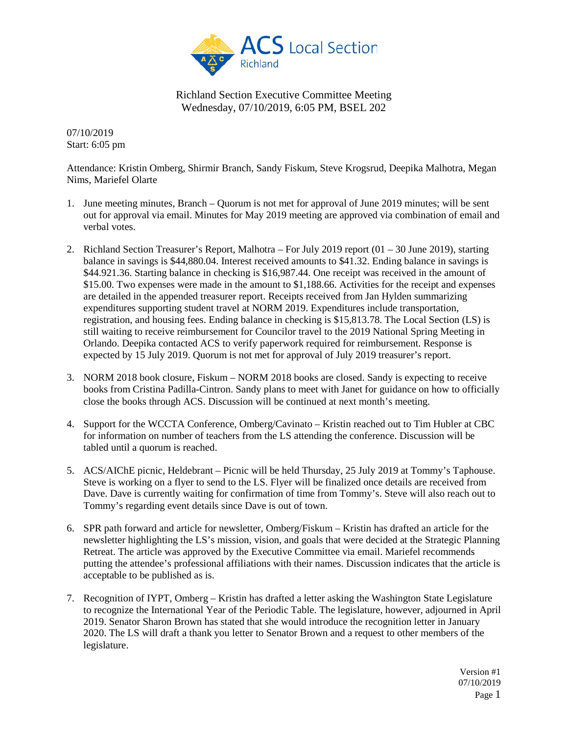ACS Local Section Richland

Richland Section Executive Committee Meeting
Wednesday, 07/10/2019, 6:05 PM, BSEL 202

07/10/2019
Start: 6:05 pm

Attendance: Kristin Omberg, Shirmir Branch, Sandy Fiskum, Steve Krogsrud, Deepika Malhotra, Megan Nims, Mariefel Olarte

1. June meeting minutes, Branch – Quorum is not met for approval of June 2019 minutes; will be sent out for approval via email. Minutes for May 2019 meeting are approved via combination of email and verbal votes.

2. Richland Section Treasurer's Report, Malhotra – For July 2019 report (01 – 30 June 2019), starting balance in savings is $44,880.04. Interest received amounts to $41.32. Ending balance in savings is $44.921.36. Starting balance in checking is $16,987.44. One receipt was received in the amount of $15.00. Two expenses were made in the amount to $1,188.66. Activities for the receipt and expenses are detailed in the appended treasurer report. Receipts received from Jan Hylden summarizing expenditures supporting student travel at NORM 2019. Expenditures include transportation, registration, and housing fees. Ending balance in checking is $15,813.78. The Local Section (LS) is still waiting to receive reimbursement for Councilor travel to the 2019 National Spring Meeting in Orlando. Deepika contacted ACS to verify paperwork required for reimbursement. Response is expected by 15 July 2019. Quorum is not met for approval of July 2019 treasurer's report.

3. NORM 2018 book closure, Fiskum – NORM 2018 books are closed. Sandy is expecting to receive books from Cristina Padilla-Cintron. Sandy plans to meet with Janet for guidance on how to officially close the books through ACS. Discussion will be continued at next month's meeting.

4. Support for the WCCTA Conference, Omberg/Cavinato – Kristin reached out to Tim Hubler at CBC for information on number of teachers from the LS attending the conference. Discussion will be tabled until a quorum is reached.

5. ACS/AIChE picnic, Heldebrant – Picnic will be held Thursday, 25 July 2019 at Tommy's Taphouse. Steve is working on a flyer to send to the LS. Flyer will be finalized once details are received from Dave. Dave is currently waiting for confirmation of time from Tommy's. Steve will also reach out to Tommy's regarding event details since Dave is out of town.

6. SPR path forward and article for newsletter, Omberg/Fiskum – Kristin has drafted an article for the newsletter highlighting the LS's mission, vision, and goals that were decided at the Strategic Planning Retreat. The article was approved by the Executive Committee via email. Mariefel recommends putting the attendee's professional affiliations with their names. Discussion indicates that the article is acceptable to be published as is.

7. Recognition of IYPT, Omberg – Kristin has drafted a letter asking the Washington State Legislature to recognize the International Year of the Periodic Table. The legislature, however, adjourned in April 2019. Senator Sharon Brown has stated that she would introduce the recognition letter in January 2020. The LS will draft a thank you letter to Senator Brown and a request to other members of the legislature.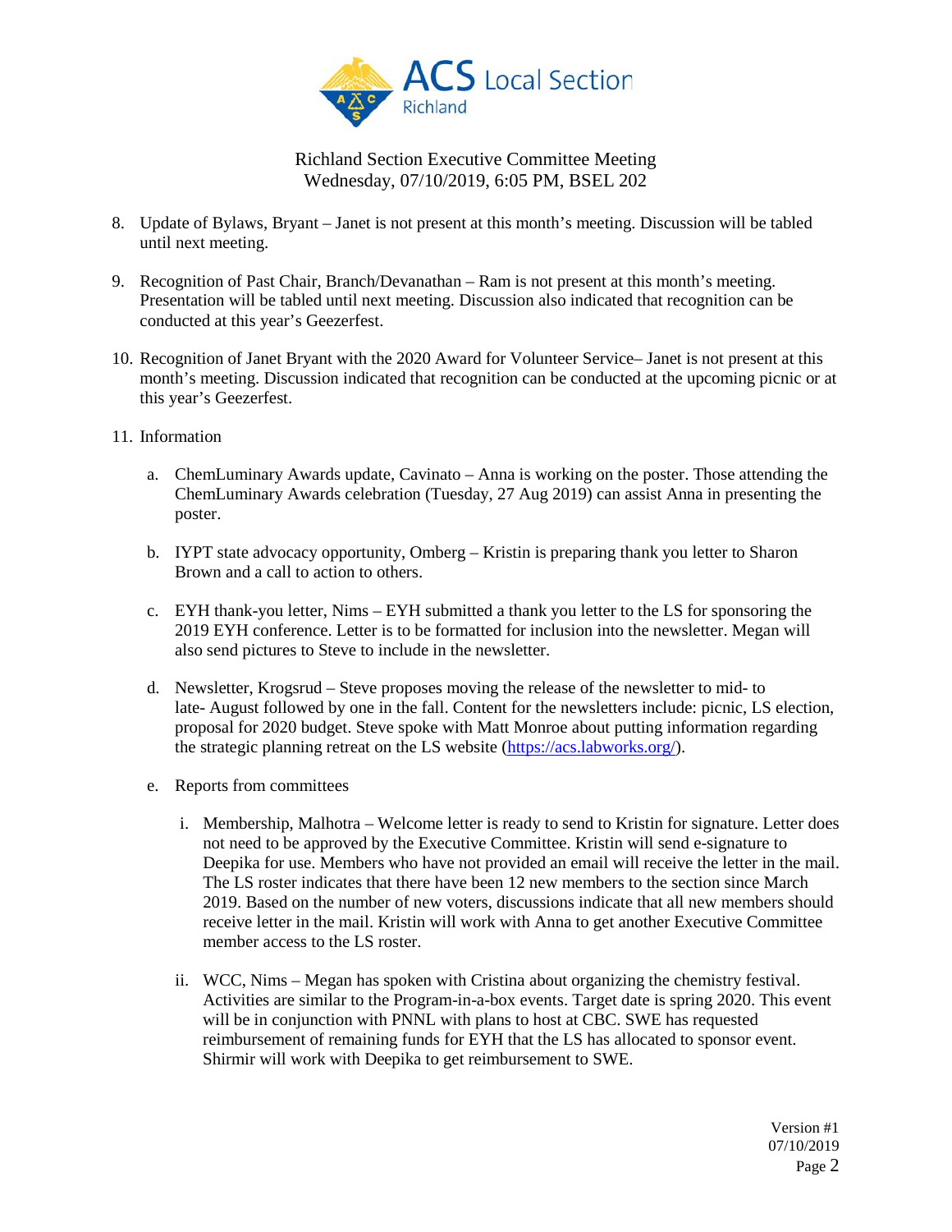Richland Section Executive Committee Meeting
Wednesday, 07/10/2019, 6:05 PM, BSEL 202

8. Update of Bylaws, Bryant – Janet is not present at this month's meeting. Discussion will be tabled until next meeting.

9. Recognition of Past Chair, Branch/Devanathan – Ram is not present at this month's meeting. Presentation will be tabled until next meeting. Discussion also indicated that recognition can be conducted at this year's Geezerfest.

10. Recognition of Janet Bryant with the 2020 Award for Volunteer Service– Janet is not present at this month's meeting. Discussion indicated that recognition can be conducted at the upcoming picnic or at this year's Geezerfest.

11. Information

    a. ChemLuminary Awards update, Cavinato – Anna is working on the poster. Those attending the ChemLuminary Awards celebration (Tuesday, 27 Aug 2019) can assist Anna in presenting the poster.

    b. IYPT state advocacy opportunity, Omberg – Kristin is preparing thank you letter to Sharon Brown and a call to action to others.

    c. EYH thank-you letter, Nims – EYH submitted a thank you letter to the LS for sponsoring the 2019 EYH conference. Letter is to be formatted for inclusion into the newsletter. Megan will also send pictures to Steve to include in the newsletter.

    d. Newsletter, Krogsrud – Steve proposes moving the release of the newsletter to mid- to late- August followed by one in the fall. Content for the newsletters include: picnic, LS election, proposal for 2020 budget. Steve spoke with Matt Monroe about putting information regarding the strategic planning retreat on the LS website (https://acs.labworks.org/).

    e. Reports from committees

        i. Membership, Malhotra – Welcome letter is ready to send to Kristin for signature. Letter does not need to be approved by the Executive Committee. Kristin will send e-signature to Deepika for use. Members who have not provided an email will receive the letter in the mail. The LS roster indicates that there have been 12 new members to the section since March 2019. Based on the number of new voters, discussions indicate that all new members should receive letter in the mail. Kristin will work with Anna to get another Executive Committee member access to the LS roster.

        ii. WCC, Nims – Megan has spoken with Cristina about organizing the chemistry festival. Activities are similar to the Program-in-a-box events. Target date is spring 2020. This event will be in conjunction with PNNL with plans to host at CBC. SWE has requested reimbursement of remaining funds for EYH that the LS has allocated to sponsor event. Shirmir will work with Deepika to get reimbursement to SWE.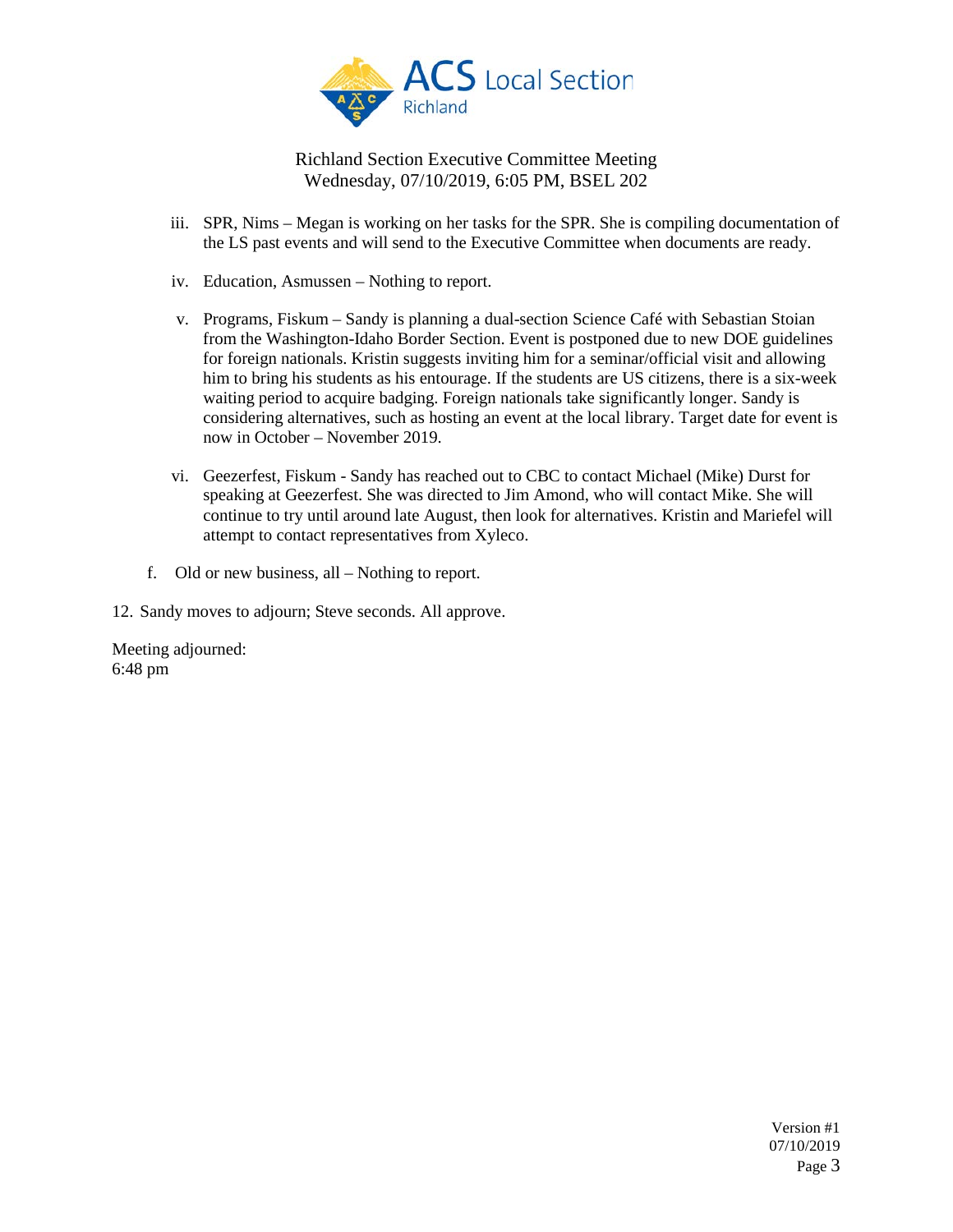Richland Section Executive Committee Meeting
Wednesday, 07/10/2019, 6:05 PM, BSEL 202

iii. SPR, Nims – Megan is working on her tasks for the SPR. She is compiling documentation of the LS past events and will send to the Executive Committee when documents are ready.

iv. Education, Asmussen – Nothing to report.

v. Programs, Fiskum – Sandy is planning a dual-section Science Café with Sebastian Stoian from the Washington-Idaho Border Section. Event is postponed due to new DOE guidelines for foreign nationals. Kristin suggests inviting him for a seminar/official visit and allowing him to bring his students as his entourage. If the students are US citizens, there is a six-week waiting period to acquire badging. Foreign nationals take significantly longer. Sandy is considering alternatives, such as hosting an event at the local library. Target date for event is now in October – November 2019.

vi. Geezerfest, Fiskum - Sandy has reached out to CBC to contact Michael (Mike) Durst for speaking at Geezerfest. She was directed to Jim Amond, who will contact Mike. She will continue to try until around late August, then look for alternatives. Kristin and Mariefel will attempt to contact representatives from Xyleco.

f. Old or new business, all – Nothing to report.

12. Sandy moves to adjourn; Steve seconds. All approve.

Meeting adjourned:
6:48 pm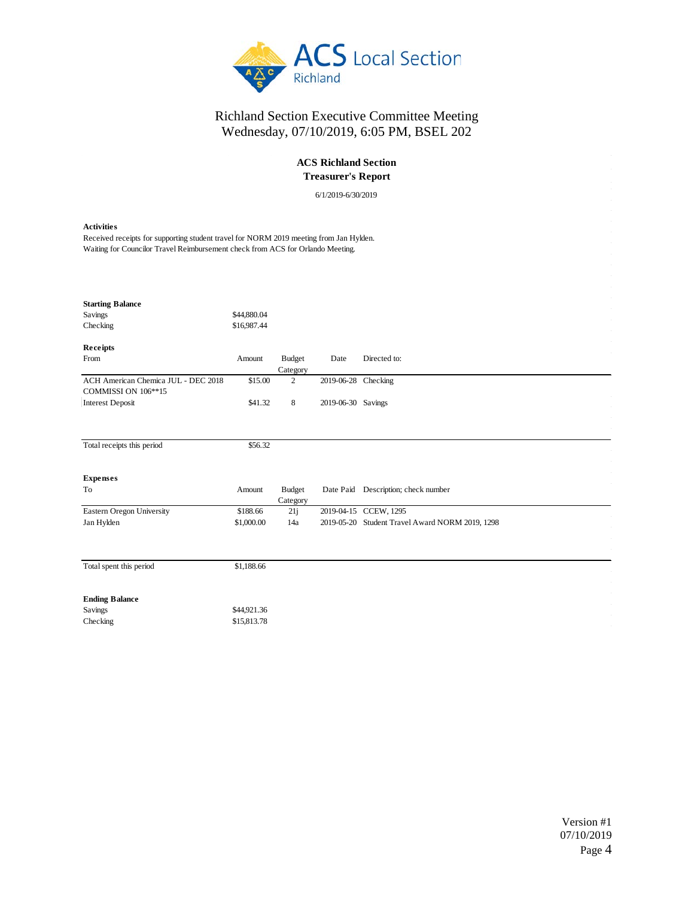ACS Local Section Richland

# Richland Section Executive Committee Meeting
Wednesday, 07/10/2019, 6:05 PM, BSEL 202

## ACS Richland Section
## Treasurer's Report

6/1/2019-6/30/2019

**Activities**

Received receipts for supporting student travel for NORM 2019 meeting from Jan Hylden.
Waiting for Councilor Travel Reimbursement check from ACS for Orlando Meeting.

**Starting Balance**

| | |
|---|---|
| Savings | $44,880.04 |
| Checking | $16,987.44 |

**Receipts**

| From | Amount | Budget Category | Date | Directed to: |
|---|---|---|---|---|
| ACH American Chemica JUL - DEC 2018 COMMISSI ON 106**15 | $15.00 | 2 | 2019-06-28 | Checking |
| Interest Deposit | $41.32 | 8 | 2019-06-30 | Savings |
| Total receipts this period | $56.32 | | | |

**Expenses**

| To | Amount | Budget Category | Date Paid | Description; check number |
|---|---|---|---|---|
| Eastern Oregon University | $188.66 | 21j | 2019-04-15 | CCEW, 1295 |
| Jan Hylden | $1,000.00 | 14a | 2019-05-20 | Student Travel Award NORM 2019, 1298 |
| Total spent this period | $1,188.66 | | | |

**Ending Balance**

| | |
|---|---|
| Savings | $44,921.36 |
| Checking | $15,813.78 |

Version #1
07/10/2019